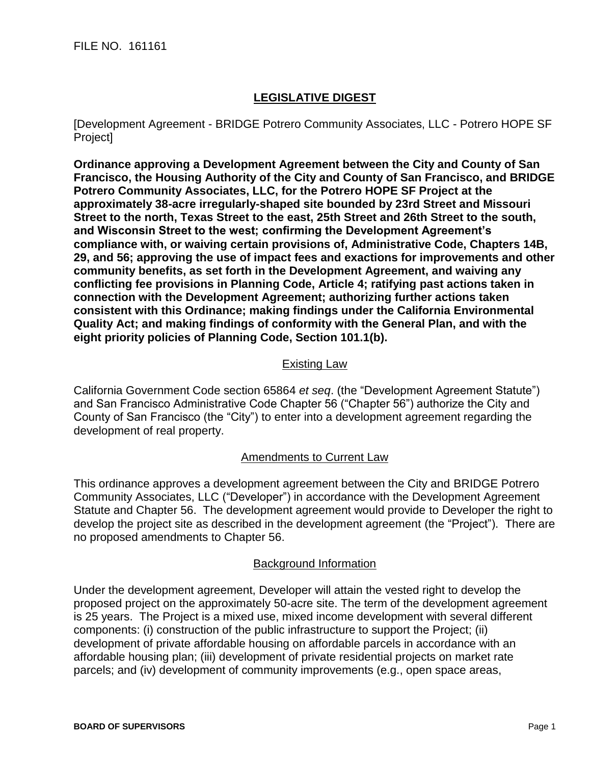FILE NO. 161161

## LEGISLATIVE DIGEST

[Development Agreement - BRIDGE Potrero Community Associates, LLC - Potrero HOPE SF Project]

**Ordinance approving a Development Agreement between the City and County of San Francisco, the Housing Authority of the City and County of San Francisco, and BRIDGE Potrero Community Associates, LLC, for the Potrero HOPE SF Project at the approximately 38-acre irregularly-shaped site bounded by 23rd Street and Missouri Street to the north, Texas Street to the east, 25th Street and 26th Street to the south, and Wisconsin Street to the west; confirming the Development Agreement's compliance with, or waiving certain provisions of, Administrative Code, Chapters 14B, 29, and 56; approving the use of impact fees and exactions for improvements and other community benefits, as set forth in the Development Agreement, and waiving any conflicting fee provisions in Planning Code, Article 4; ratifying past actions taken in connection with the Development Agreement; authorizing further actions taken consistent with this Ordinance; making findings under the California Environmental Quality Act; and making findings of conformity with the General Plan, and with the eight priority policies of Planning Code, Section 101.1(b).**

### Existing Law

California Government Code section 65864 *et seq*. (the "Development Agreement Statute") and San Francisco Administrative Code Chapter 56 ("Chapter 56") authorize the City and County of San Francisco (the "City") to enter into a development agreement regarding the development of real property.

### Amendments to Current Law

This ordinance approves a development agreement between the City and BRIDGE Potrero Community Associates, LLC ("Developer") in accordance with the Development Agreement Statute and Chapter 56. The development agreement would provide to Developer the right to develop the project site as described in the development agreement (the "Project"). There are no proposed amendments to Chapter 56.

### Background Information

Under the development agreement, Developer will attain the vested right to develop the proposed project on the approximately 50-acre site. The term of the development agreement is 25 years. The Project is a mixed use, mixed income development with several different components: (i) construction of the public infrastructure to support the Project; (ii) development of private affordable housing on affordable parcels in accordance with an affordable housing plan; (iii) development of private residential projects on market rate parcels; and (iv) development of community improvements (e.g., open space areas,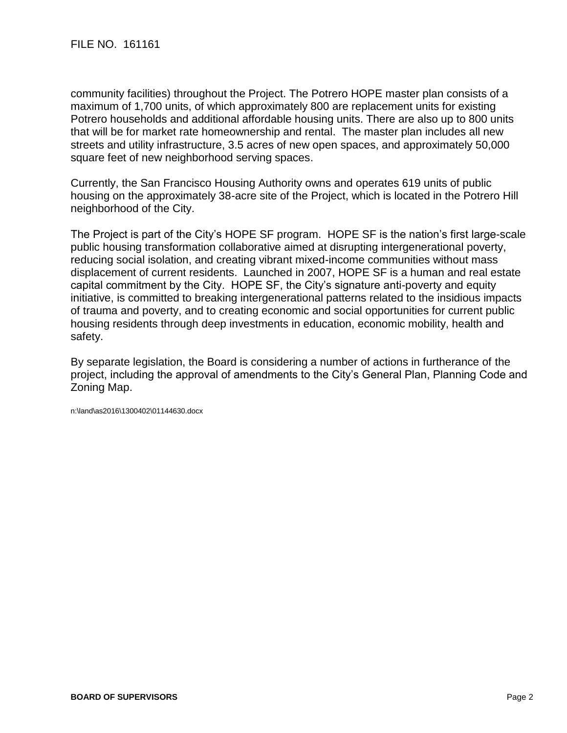community facilities) throughout the Project. The Potrero HOPE master plan consists of a maximum of 1,700 units, of which approximately 800 are replacement units for existing Potrero households and additional affordable housing units. There are also up to 800 units that will be for market rate homeownership and rental. The master plan includes all new streets and utility infrastructure, 3.5 acres of new open spaces, and approximately 50,000 square feet of new neighborhood serving spaces.

Currently, the San Francisco Housing Authority owns and operates 619 units of public housing on the approximately 38-acre site of the Project, which is located in the Potrero Hill neighborhood of the City.

The Project is part of the City's HOPE SF program. HOPE SF is the nation's first large-scale public housing transformation collaborative aimed at disrupting intergenerational poverty, reducing social isolation, and creating vibrant mixed-income communities without mass displacement of current residents. Launched in 2007, HOPE SF is a human and real estate capital commitment by the City. HOPE SF, the City's signature anti-poverty and equity initiative, is committed to breaking intergenerational patterns related to the insidious impacts of trauma and poverty, and to creating economic and social opportunities for current public housing residents through deep investments in education, economic mobility, health and safety.

By separate legislation, the Board is considering a number of actions in furtherance of the project, including the approval of amendments to the City's General Plan, Planning Code and Zoning Map.

n:\land\as2016\1300402\01144630.docx